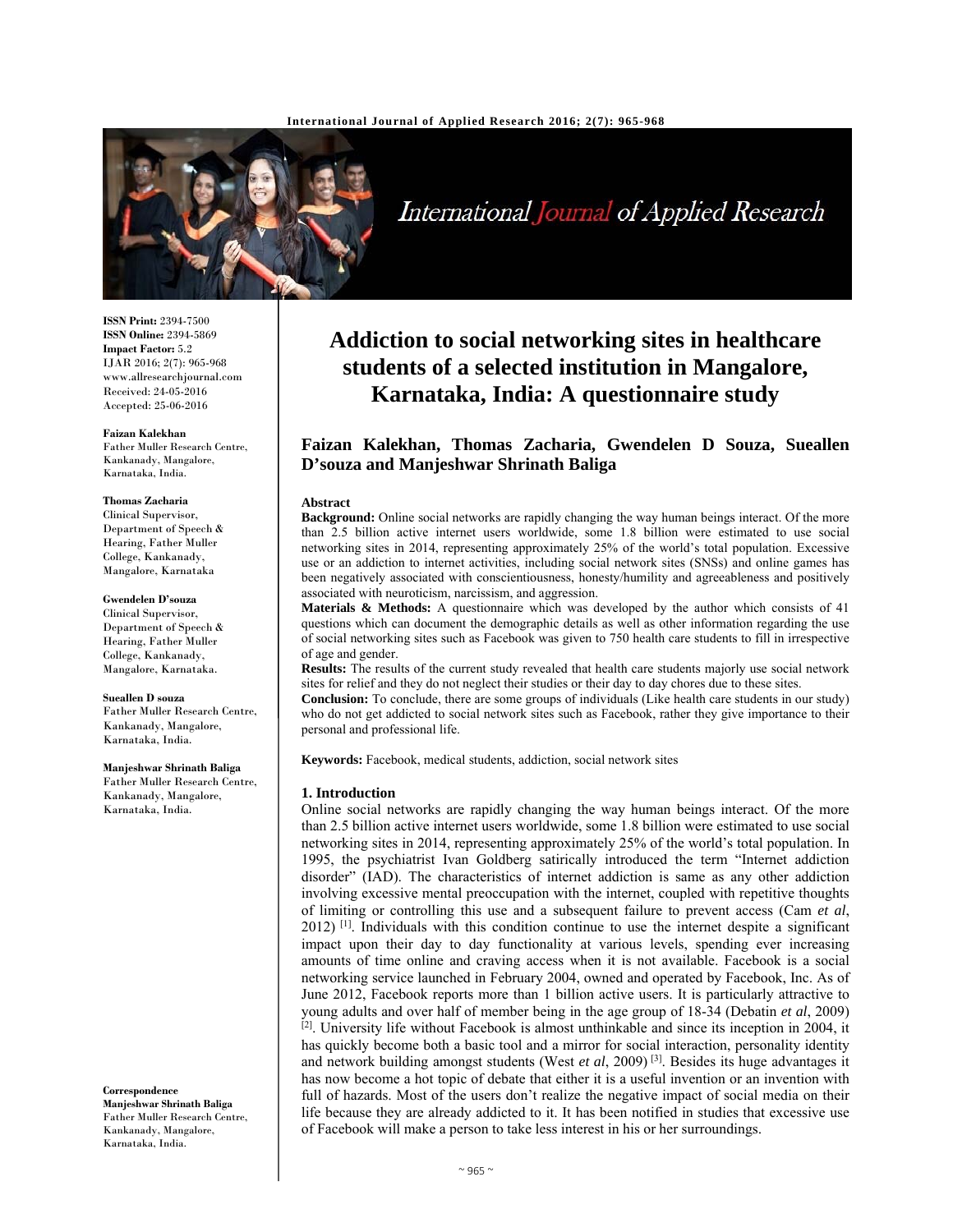# Addiction to social networking sites in healthcare students of a selected institution in Mangalore, Karnataka, India: A questionnaire study

**Faizan Kalekhan, Thomas Zacharia, Gwendelen D Souza, Sueallen D'souza and Manjeshwar Shrinath Baliga**

**ISSN Print:** 2394-7500
**ISSN Online:** 2394-5869
**Impact Factor:** 5.2
IJAR 2016; 2(7): 965-968
www.allresearchjournal.com
Received: 24-05-2016
Accepted: 25-06-2016

**Faizan Kalekhan**
Father Muller Research Centre, Kankanady, Mangalore, Karnataka, India.

**Thomas Zacharia**
Clinical Supervisor, Department of Speech & Hearing, Father Muller College, Kankanady, Mangalore, Karnataka

**Gwendelen D'souza**
Clinical Supervisor, Department of Speech & Hearing, Father Muller College, Kankanady, Mangalore, Karnataka.

**Sueallen D souza**
Father Muller Research Centre, Kankanady, Mangalore, Karnataka, India.

**Manjeshwar Shrinath Baliga**
Father Muller Research Centre, Kankanady, Mangalore, Karnataka, India.

**Correspondence**
**Manjeshwar Shrinath Baliga**
Father Muller Research Centre, Kankanady, Mangalore, Karnataka, India.

## Abstract

**Background:** Online social networks are rapidly changing the way human beings interact. Of the more than 2.5 billion active internet users worldwide, some 1.8 billion were estimated to use social networking sites in 2014, representing approximately 25% of the world's total population. Excessive use or an addiction to internet activities, including social network sites (SNSs) and online games has been negatively associated with conscientiousness, honesty/humility and agreeableness and positively associated with neuroticism, narcissism, and aggression.

**Materials & Methods:** A questionnaire which was developed by the author which consists of 41 questions which can document the demographic details as well as other information regarding the use of social networking sites such as Facebook was given to 750 health care students to fill in irrespective of age and gender.

**Results:** The results of the current study revealed that health care students majorly use social network sites for relief and they do not neglect their studies or their day to day chores due to these sites.

**Conclusion:** To conclude, there are some groups of individuals (Like health care students in our study) who do not get addicted to social network sites such as Facebook, rather they give importance to their personal and professional life.

**Keywords:** Facebook, medical students, addiction, social network sites

## 1. Introduction

Online social networks are rapidly changing the way human beings interact. Of the more than 2.5 billion active internet users worldwide, some 1.8 billion were estimated to use social networking sites in 2014, representing approximately 25% of the world's total population. In 1995, the psychiatrist Ivan Goldberg satirically introduced the term "Internet addiction disorder" (IAD). The characteristics of internet addiction is same as any other addiction involving excessive mental preoccupation with the internet, coupled with repetitive thoughts of limiting or controlling this use and a subsequent failure to prevent access (Cam *et al*, 2012) [1]. Individuals with this condition continue to use the internet despite a significant impact upon their day to day functionality at various levels, spending ever increasing amounts of time online and craving access when it is not available. Facebook is a social networking service launched in February 2004, owned and operated by Facebook, Inc. As of June 2012, Facebook reports more than 1 billion active users. It is particularly attractive to young adults and over half of member being in the age group of 18-34 (Debatin *et al*, 2009) [2]. University life without Facebook is almost unthinkable and since its inception in 2004, it has quickly become both a basic tool and a mirror for social interaction, personality identity and network building amongst students (West *et al*, 2009) [3]. Besides its huge advantages it has now become a hot topic of debate that either it is a useful invention or an invention with full of hazards. Most of the users don't realize the negative impact of social media on their life because they are already addicted to it. It has been notified in studies that excessive use of Facebook will make a person to take less interest in his or her surroundings.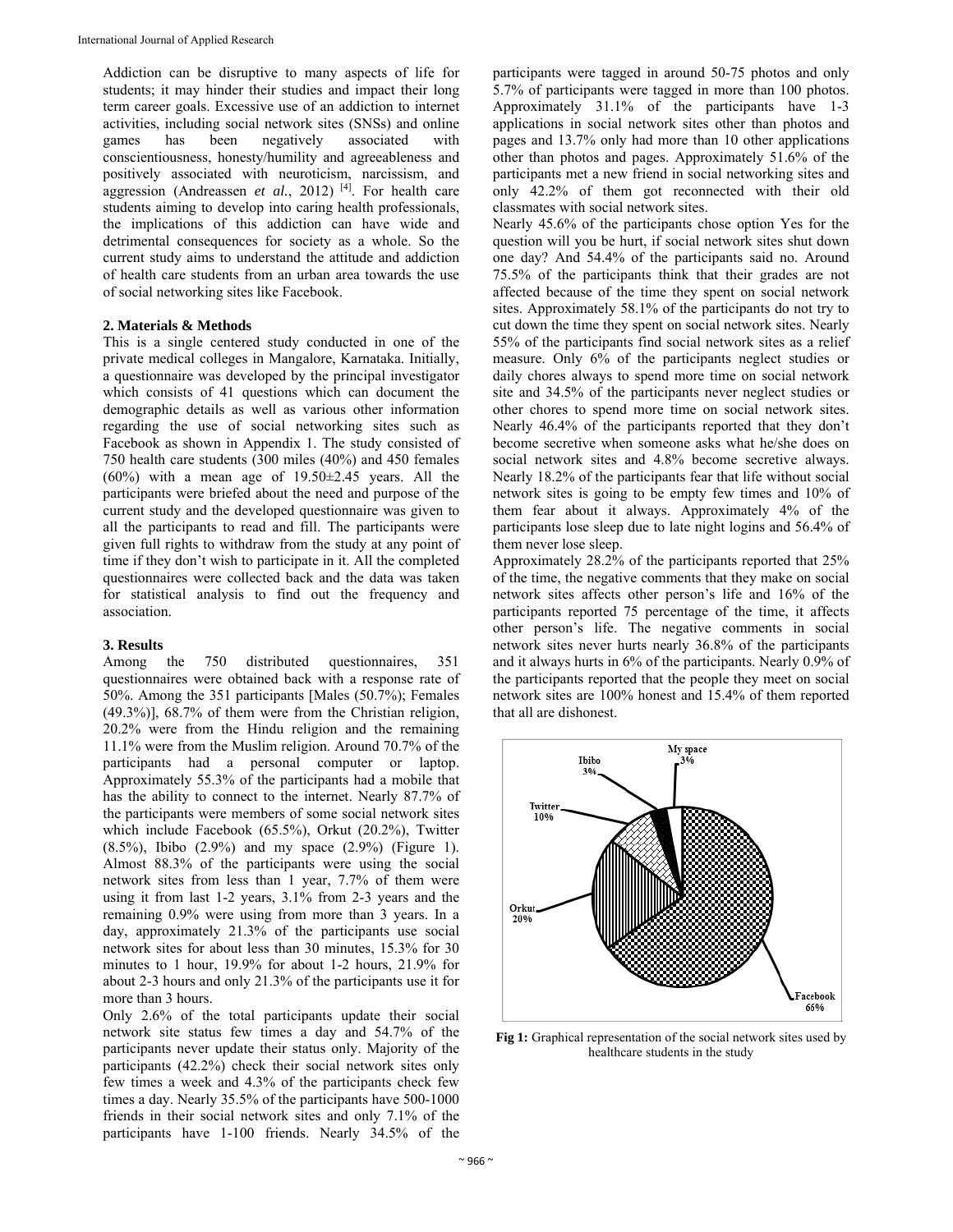Addiction can be disruptive to many aspects of life for students; it may hinder their studies and impact their long term career goals. Excessive use of an addiction to internet activities, including social network sites (SNSs) and online games has been negatively associated with conscientiousness, honesty/humility and agreeableness and positively associated with neuroticism, narcissism, and aggression (Andreassen *et al.*, 2012) [4]. For health care students aiming to develop into caring health professionals, the implications of this addiction can have wide and detrimental consequences for society as a whole. So the current study aims to understand the attitude and addiction of health care students from an urban area towards the use of social networking sites like Facebook.

## 2. Materials & Methods

This is a single centered study conducted in one of the private medical colleges in Mangalore, Karnataka. Initially, a questionnaire was developed by the principal investigator which consists of 41 questions which can document the demographic details as well as various other information regarding the use of social networking sites such as Facebook as shown in Appendix 1. The study consisted of 750 health care students (300 miles (40%) and 450 females (60%) with a mean age of 19.50±2.45 years. All the participants were briefed about the need and purpose of the current study and the developed questionnaire was given to all the participants to read and fill. The participants were given full rights to withdraw from the study at any point of time if they don't wish to participate in it. All the completed questionnaires were collected back and the data was taken for statistical analysis to find out the frequency and association.

## 3. Results

Among the 750 distributed questionnaires, 351 questionnaires were obtained back with a response rate of 50%. Among the 351 participants [Males (50.7%); Females (49.3%)], 68.7% of them were from the Christian religion, 20.2% were from the Hindu religion and the remaining 11.1% were from the Muslim religion. Around 70.7% of the participants had a personal computer or laptop. Approximately 55.3% of the participants had a mobile that has the ability to connect to the internet. Nearly 87.7% of the participants were members of some social network sites which include Facebook (65.5%), Orkut (20.2%), Twitter (8.5%), Ibibo (2.9%) and my space (2.9%) (Figure 1). Almost 88.3% of the participants were using the social network sites from less than 1 year, 7.7% of them were using it from last 1-2 years, 3.1% from 2-3 years and the remaining 0.9% were using from more than 3 years. In a day, approximately 21.3% of the participants use social network sites for about less than 30 minutes, 15.3% for 30 minutes to 1 hour, 19.9% for about 1-2 hours, 21.9% for about 2-3 hours and only 21.3% of the participants use it for more than 3 hours.

Only 2.6% of the total participants update their social network site status few times a day and 54.7% of the participants never update their status only. Majority of the participants (42.2%) check their social network sites only few times a week and 4.3% of the participants check few times a day. Nearly 35.5% of the participants have 500-1000 friends in their social network sites and only 7.1% of the participants have 1-100 friends. Nearly 34.5% of the participants were tagged in around 50-75 photos and only 5.7% of participants were tagged in more than 100 photos. Approximately 31.1% of the participants have 1-3 applications in social network sites other than photos and pages and 13.7% only had more than 10 other applications other than photos and pages. Approximately 51.6% of the participants met a new friend in social networking sites and only 42.2% of them got reconnected with their old classmates with social network sites.

Nearly 45.6% of the participants chose option Yes for the question will you be hurt, if social network sites shut down one day? And 54.4% of the participants said no. Around 75.5% of the participants think that their grades are not affected because of the time they spent on social network sites. Approximately 58.1% of the participants do not try to cut down the time they spent on social network sites. Nearly 55% of the participants find social network sites as a relief measure. Only 6% of the participants neglect studies or daily chores always to spend more time on social network site and 34.5% of the participants never neglect studies or other chores to spend more time on social network sites. Nearly 46.4% of the participants reported that they don't become secretive when someone asks what he/she does on social network sites and 4.8% become secretive always. Nearly 18.2% of the participants fear that life without social network sites is going to be empty few times and 10% of them fear about it always. Approximately 4% of the participants lose sleep due to late night logins and 56.4% of them never lose sleep.

Approximately 28.2% of the participants reported that 25% of the time, the negative comments that they make on social network sites affects other person's life and 16% of the participants reported 75 percentage of the time, it affects other person's life. The negative comments in social network sites never hurts nearly 36.8% of the participants and it always hurts in 6% of the participants. Nearly 0.9% of the participants reported that the people they meet on social network sites are 100% honest and 15.4% of them reported that all are dishonest.

**Fig 1:** Graphical representation of the social network sites used by healthcare students in the study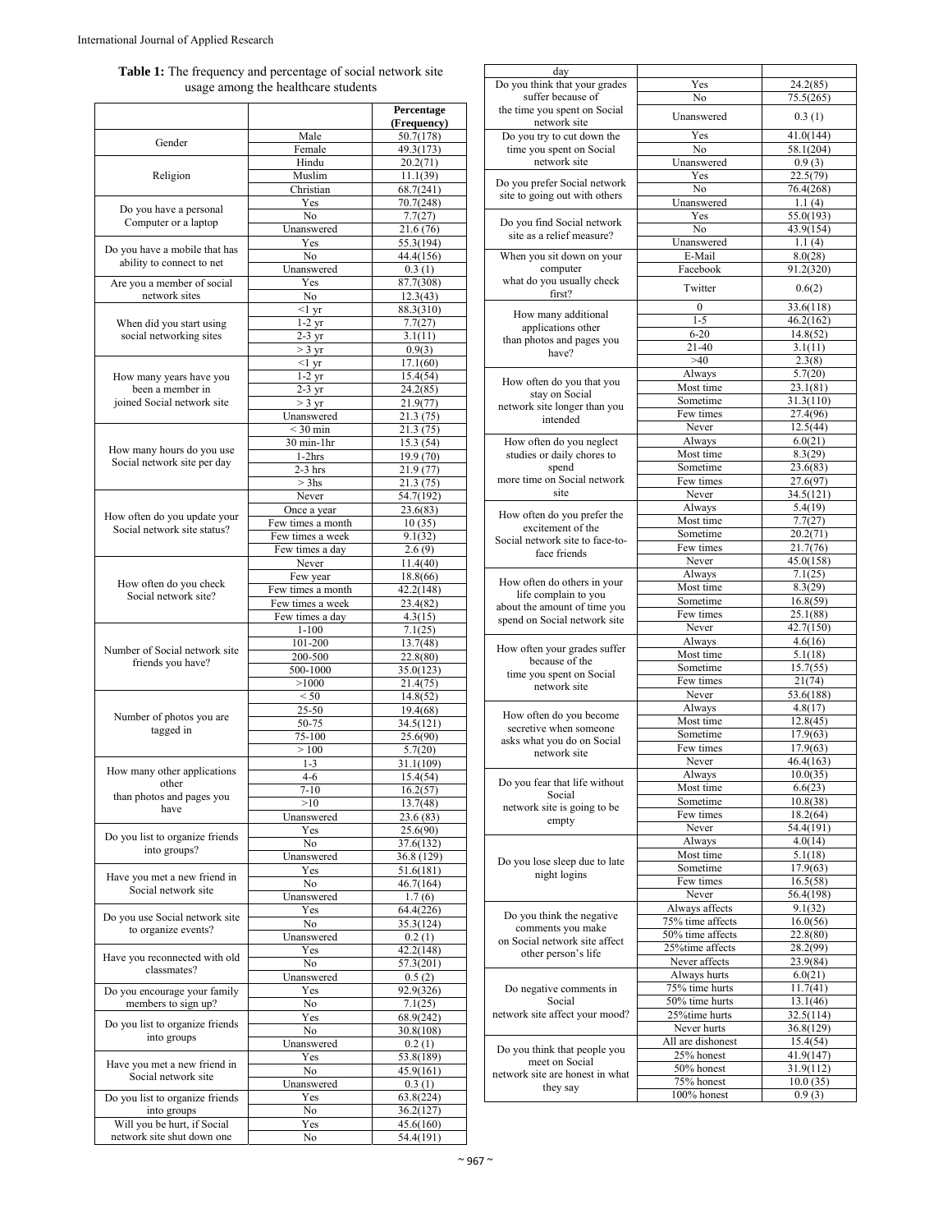**Table 1:** The frequency and percentage of social network site usage among the healthcare students

| | | Percentage (Frequency) |
|---|---|---|
| Gender | Male | 50.7(178) |
| | Female | 49.3(173) |
| Religion | Hindu | 20.2(71) |
| | Muslim | 11.1(39) |
| | Christian | 68.7(241) |
| Do you have a personal Computer or a laptop | Yes | 70.7(248) |
| | No | 7.7(27) |
| | Unanswered | 21.6 (76) |
| Do you have a mobile that has ability to connect to net | Yes | 55.3(194) |
| | No | 44.4(156) |
| | Unanswered | 0.3 (1) |
| Are you a member of social network sites | Yes | 87.7(308) |
| | No | 12.3(43) |
| When did you start using social networking sites | <1 yr | 88.3(310) |
| | 1-2 yr | 7.7(27) |
| | 2-3 yr | 3.1(11) |
| | > 3 yr | 0.9(3) |
| How many years have you been a member in joined Social network site | <1 yr | 17.1(60) |
| | 1-2 yr | 15.4(54) |
| | 2-3 yr | 24.2(85) |
| | > 3 yr | 21.9(77) |
| | Unanswered | 21.3 (75) |
| How many hours do you use Social network site per day | < 30 min | 21.3 (75) |
| | 30 min-1hr | 15.3 (54) |
| | 1-2hrs | 19.9 (70) |
| | 2-3 hrs | 21.9 (77) |
| | > 3hs | 21.3 (75) |
| How often do you update your Social network site status? | Never | 54.7(192) |
| | Once a year | 23.6(83) |
| | Few times a month | 10 (35) |
| | Few times a week | 9.1(32) |
| | Few times a day | 2.6 (9) |
| How often do you check Social network site? | Never | 11.4(40) |
| | Few year | 18.8(66) |
| | Few times a month | 42.2(148) |
| | Few times a week | 23.4(82) |
| | Few times a day | 4.3(15) |
| Number of Social network site friends you have? | 1-100 | 7.1(25) |
| | 101-200 | 13.7(48) |
| | 200-500 | 22.8(80) |
| | 500-1000 | 35.0(123) |
| | >1000 | 21.4(75) |
| Number of photos you are tagged in | < 50 | 14.8(52) |
| | 25-50 | 19.4(68) |
| | 50-75 | 34.5(121) |
| | 75-100 | 25.6(90) |
| | > 100 | 5.7(20) |
| How many other applications other than photos and pages you have | 1-3 | 31.1(109) |
| | 4-6 | 15.4(54) |
| | 7-10 | 16.2(57) |
| | >10 | 13.7(48) |
| | Unanswered | 23.6 (83) |
| Do you list to organize friends into groups? | Yes | 25.6(90) |
| | No | 37.6(132) |
| | Unanswered | 36.8 (129) |
| Have you met a new friend in Social network site | Yes | 51.6(181) |
| | No | 46.7(164) |
| | Unanswered | 1.7 (6) |
| Do you use Social network site to organize events? | Yes | 64.4(226) |
| | No | 35.3(124) |
| | Unanswered | 0.2 (1) |
| Have you reconnected with old classmates? | Yes | 42.2(148) |
| | No | 57.3(201) |
| | Unanswered | 0.5 (2) |
| Do you encourage your family members to sign up? | Yes | 92.9(326) |
| | No | 7.1(25) |
| Do you list to organize friends into groups | Yes | 68.9(242) |
| | No | 30.8(108) |
| | Unanswered | 0.2 (1) |
| Have you met a new friend in Social network site | Yes | 53.8(189) |
| | No | 45.9(161) |
| | Unanswered | 0.3 (1) |
| Do you list to organize friends into groups | Yes | 63.8(224) |
| | No | 36.2(127) |
| Will you be hurt, if Social network site shut down one day | Yes | 45.6(160) |
| | No | 54.4(191) |
| Do you think that your grades suffer because of the time you spent on Social network site | Yes | 24.2(85) |
| | No | 75.5(265) |
| | Unanswered | 0.3 (1) |
| Do you try to cut down the time you spent on Social network site | Yes | 41.0(144) |
| | No | 58.1(204) |
| | Unanswered | 0.9 (3) |
| Do you prefer Social network site to going out with others | Yes | 22.5(79) |
| | No | 76.4(268) |
| | Unanswered | 1.1 (4) |
| Do you find Social network site as a relief measure? | Yes | 55.0(193) |
| | No | 43.9(154) |
| | Unanswered | 1.1 (4) |
| When you sit down on your computer what do you usually check first? | E-Mail | 8.0(28) |
| | Facebook | 91.2(320) |
| | Twitter | 0.6(2) |
| How many additional applications other than photos and pages you have? | 0 | 33.6(118) |
| | 1-5 | 46.2(162) |
| | 6-20 | 14.8(52) |
| | 21-40 | 3.1(11) |
| | >40 | 2.3(8) |
| How often do you that you stay on Social network site longer than you intended | Always | 5.7(20) |
| | Most time | 23.1(81) |
| | Sometime | 31.3(110) |
| | Few times | 27.4(96) |
| | Never | 12.5(44) |
| How often do you neglect studies or daily chores to spend more time on Social network site | Always | 6.0(21) |
| | Most time | 8.3(29) |
| | Sometime | 23.6(83) |
| | Few times | 27.6(97) |
| | Never | 34.5(121) |
| How often do you prefer the excitement of the Social network site to face-to-face friends | Always | 5.4(19) |
| | Most time | 7.7(27) |
| | Sometime | 20.2(71) |
| | Few times | 21.7(76) |
| | Never | 45.0(158) |
| How often do others in your life complain to you about the amount of time you spend on Social network site | Always | 7.1(25) |
| | Most time | 8.3(29) |
| | Sometime | 16.8(59) |
| | Few times | 25.1(88) |
| | Never | 42.7(150) |
| How often your grades suffer because of the time you spent on Social network site | Always | 4.6(16) |
| | Most time | 5.1(18) |
| | Sometime | 15.7(55) |
| | Few times | 21(74) |
| | Never | 53.6(188) |
| How often do you become secretive when someone asks what you do on Social network site | Always | 4.8(17) |
| | Most time | 12.8(45) |
| | Sometime | 17.9(63) |
| | Few times | 17.9(63) |
| | Never | 46.4(163) |
| Do you fear that life without Social network site is going to be empty | Always | 10.0(35) |
| | Most time | 6.6(23) |
| | Sometime | 10.8(38) |
| | Few times | 18.2(64) |
| | Never | 54.4(191) |
| Do you lose sleep due to late night logins | Always | 4.0(14) |
| | Most time | 5.1(18) |
| | Sometime | 17.9(63) |
| | Few times | 16.5(58) |
| | Never | 56.4(198) |
| Do you think the negative comments you make on Social network site affect other person's life | Always affects | 9.1(32) |
| | 75% time affects | 16.0(56) |
| | 50% time affects | 22.8(80) |
| | 25%time affects | 28.2(99) |
| | Never affects | 23.9(84) |
| Do negative comments in Social network site affect your mood? | Always hurts | 6.0(21) |
| | 75% time hurts | 11.7(41) |
| | 50% time hurts | 13.1(46) |
| | 25%time hurts | 32.5(114) |
| | Never hurts | 36.8(129) |
| Do you think that people you meet on Social network site are honest in what they say | All are dishonest | 15.4(54) |
| | 25% honest | 41.9(147) |
| | 50% honest | 31.9(112) |
| | 75% honest | 10.0 (35) |
| | 100% honest | 0.9 (3) |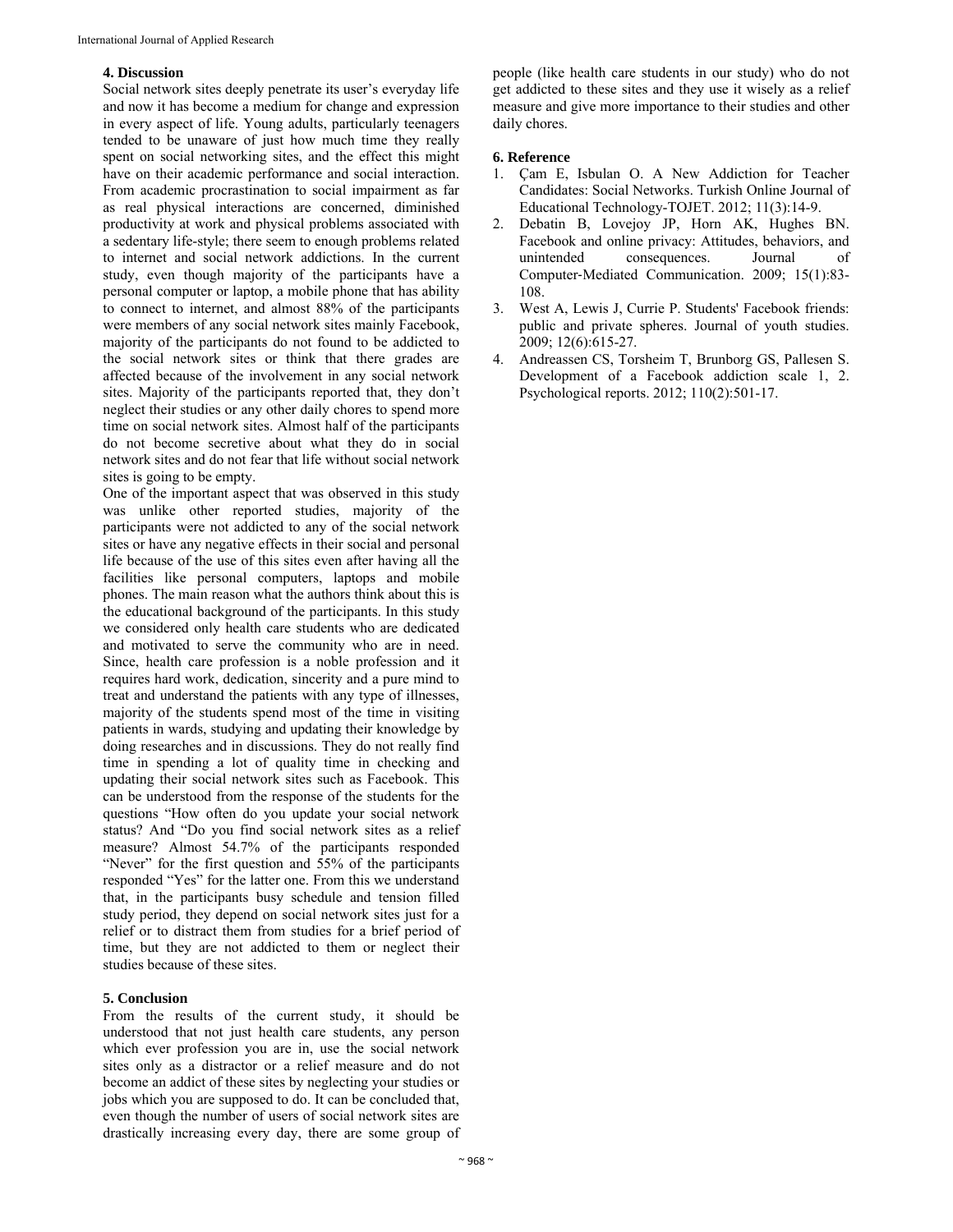## 4. Discussion

Social network sites deeply penetrate its user's everyday life and now it has become a medium for change and expression in every aspect of life. Young adults, particularly teenagers tended to be unaware of just how much time they really spent on social networking sites, and the effect this might have on their academic performance and social interaction. From academic procrastination to social impairment as far as real physical interactions are concerned, diminished productivity at work and physical problems associated with a sedentary life-style; there seem to enough problems related to internet and social network addictions. In the current study, even though majority of the participants have a personal computer or laptop, a mobile phone that has ability to connect to internet, and almost 88% of the participants were members of any social network sites mainly Facebook, majority of the participants do not found to be addicted to the social network sites or think that there grades are affected because of the involvement in any social network sites. Majority of the participants reported that, they don't neglect their studies or any other daily chores to spend more time on social network sites. Almost half of the participants do not become secretive about what they do in social network sites and do not fear that life without social network sites is going to be empty.

One of the important aspect that was observed in this study was unlike other reported studies, majority of the participants were not addicted to any of the social network sites or have any negative effects in their social and personal life because of the use of this sites even after having all the facilities like personal computers, laptops and mobile phones. The main reason what the authors think about this is the educational background of the participants. In this study we considered only health care students who are dedicated and motivated to serve the community who are in need. Since, health care profession is a noble profession and it requires hard work, dedication, sincerity and a pure mind to treat and understand the patients with any type of illnesses, majority of the students spend most of the time in visiting patients in wards, studying and updating their knowledge by doing researches and in discussions. They do not really find time in spending a lot of quality time in checking and updating their social network sites such as Facebook. This can be understood from the response of the students for the questions "How often do you update your social network status? And "Do you find social network sites as a relief measure? Almost 54.7% of the participants responded "Never" for the first question and 55% of the participants responded "Yes" for the latter one. From this we understand that, in the participants busy schedule and tension filled study period, they depend on social network sites just for a relief or to distract them from studies for a brief period of time, but they are not addicted to them or neglect their studies because of these sites.

## 5. Conclusion

From the results of the current study, it should be understood that not just health care students, any person which ever profession you are in, use the social network sites only as a distractor or a relief measure and do not become an addict of these sites by neglecting your studies or jobs which you are supposed to do. It can be concluded that, even though the number of users of social network sites are drastically increasing every day, there are some group of people (like health care students in our study) who do not get addicted to these sites and they use it wisely as a relief measure and give more importance to their studies and other daily chores.

## 6. Reference

1. Çam E, Isbulan O. A New Addiction for Teacher Candidates: Social Networks. Turkish Online Journal of Educational Technology-TOJET. 2012; 11(3):14-9.
2. Debatin B, Lovejoy JP, Horn AK, Hughes BN. Facebook and online privacy: Attitudes, behaviors, and unintended consequences. Journal of Computer-Mediated Communication. 2009; 15(1):83-108.
3. West A, Lewis J, Currie P. Students' Facebook friends: public and private spheres. Journal of youth studies. 2009; 12(6):615-27.
4. Andreassen CS, Torsheim T, Brunborg GS, Pallesen S. Development of a Facebook addiction scale 1, 2. Psychological reports. 2012; 110(2):501-17.